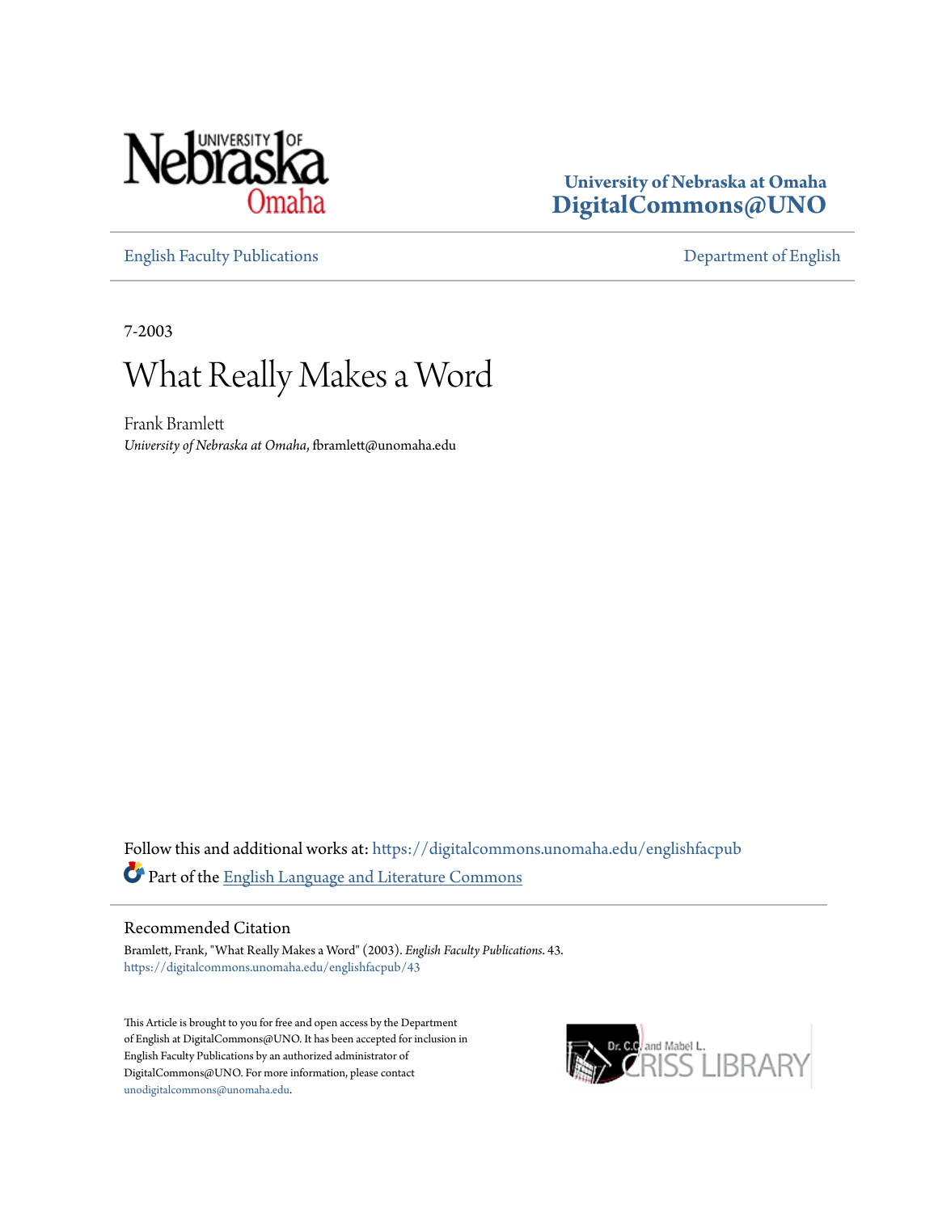University of Nebraska at Omaha
**DigitalCommons@UNO**

English Faculty Publications | Department of English

7-2003

# What Really Makes a Word

Frank Bramlett
*University of Nebraska at Omaha*, fbramlett@unomaha.edu

Follow this and additional works at: https://digitalcommons.unomaha.edu/englishfacpub

Part of the English Language and Literature Commons

## Recommended Citation

Bramlett, Frank, "What Really Makes a Word" (2003). *English Faculty Publications*. 43.
https://digitalcommons.unomaha.edu/englishfacpub/43

This Article is brought to you for free and open access by the Department of English at DigitalCommons@UNO. It has been accepted for inclusion in English Faculty Publications by an authorized administrator of DigitalCommons@UNO. For more information, please contact unodigitalcommons@unomaha.edu.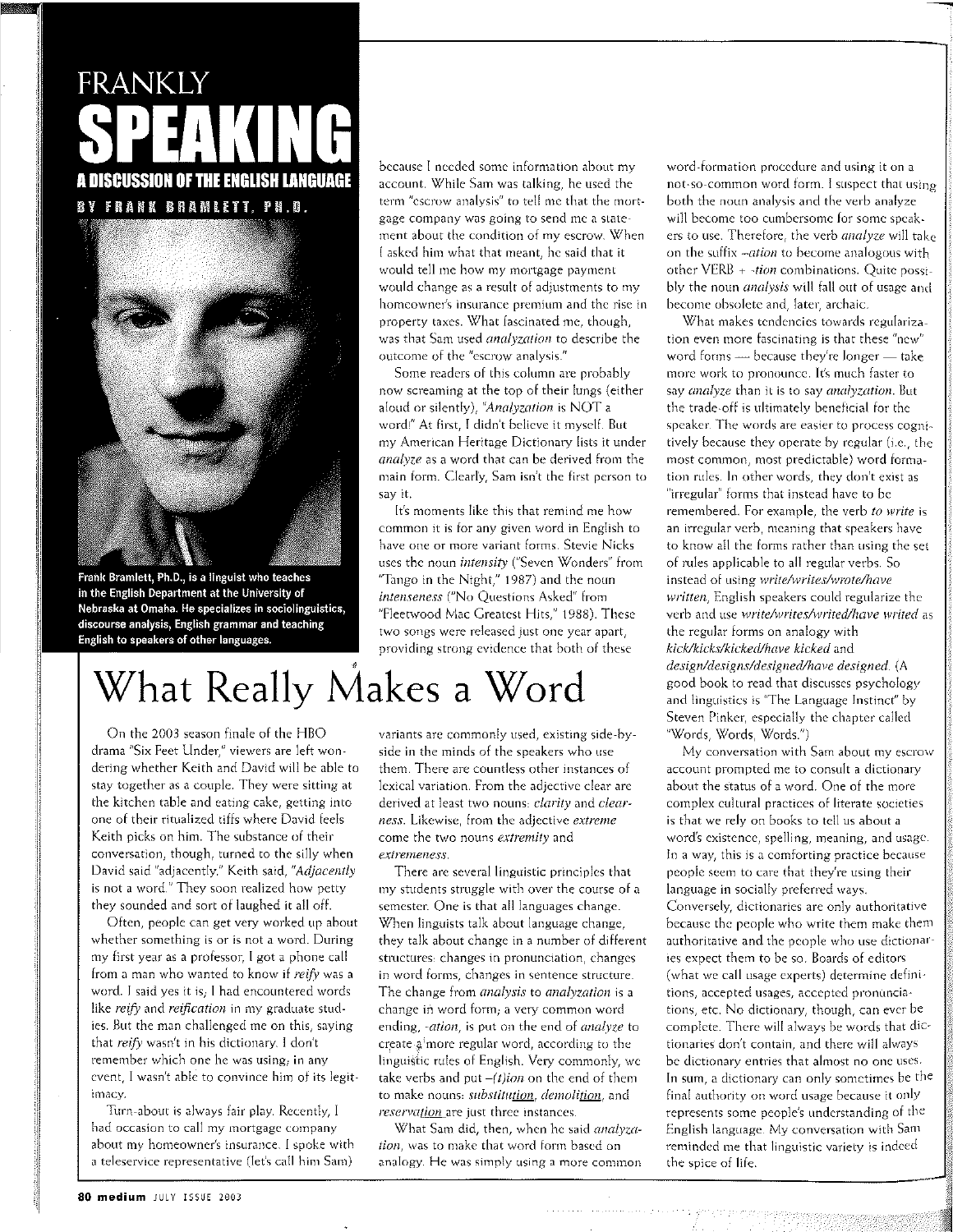# FRANKLY SPEAKING

## A DISCUSSION OF THE ENGLISH LANGUAGE

BY FRANK BRAMLETT, PH.D.

**Frank Bramlett, Ph.D., is a linguist who teaches in the English Department at the University of Nebraska at Omaha. He specializes in sociolinguistics, discourse analysis, English grammar and teaching English to speakers of other languages.**

# What Really Makes a Word

On the 2003 season finale of the HBO drama "Six Feet Under," viewers are left wondering whether Keith and David will be able to stay together as a couple. They were sitting at the kitchen table and eating cake, getting into one of their ritualized tiffs where David feels Keith picks on him. The substance of their conversation, though, turned to the silly when David said "adjacently." Keith said, "*Adjacently* is not a word." They soon realized how petty they sounded and sort of laughed it all off.

Often, people can get very worked up about whether something is or is not a word. During my first year as a professor, I got a phone call from a man who wanted to know if *reify* was a word. I said yes it is; I had encountered words like *reify* and *reification* in my graduate studies. But the man challenged me on this, saying that *reify* wasn't in his dictionary. I don't remember which one he was using; in any event, I wasn't able to convince him of its legitimacy.

Turn-about is always fair play. Recently, I had occasion to call my mortgage company about my homeowner's insurance. I spoke with a teleservice representative (let's call him Sam) because I needed some information about my account. While Sam was talking, he used the term "escrow analysis" to tell me that the mortgage company was going to send me a statement about the condition of my escrow. When I asked him what that meant, he said that it would tell me how my mortgage payment would change as a result of adjustments to my homeowner's insurance premium and the rise in property taxes. What fascinated me, though, was that Sam used *analyzation* to describe the outcome of the "escrow analysis."

Some readers of this column are probably now screaming at the top of their lungs (either aloud or silently), "*Analyzation* is NOT a word!" At first, I didn't believe it myself. But my American Heritage Dictionary lists it under *analyze* as a word that can be derived from the main form. Clearly, Sam isn't the first person to say it.

It's moments like this that remind me how common it is for any given word in English to have one or more variant forms. Stevie Nicks uses the noun *intensity* ("Seven Wonders" from "Tango in the Night," 1987) and the noun *intenseness* ("No Questions Asked" from "Fleetwood Mac Greatest Hits," 1988). These two songs were released just one year apart, providing strong evidence that both of these variants are commonly used, existing side-by-side in the minds of the speakers who use them. There are countless other instances of lexical variation. From the adjective *clear* are derived at least two nouns: *clarity* and *clearness*. Likewise, from the adjective *extreme* come the two nouns *extremity* and *extremeness*.

There are several linguistic principles that my students struggle with over the course of a semester. One is that all languages change. When linguists talk about language change, they talk about change in a number of different structures: changes in pronunciation, changes in word forms, changes in sentence structure. The change from *analysis* to *analyzation* is a change in word form; a very common word ending, *-ation*, is put on the end of *analyze* to create a more regular word, according to the linguistic rules of English. Very commonly, we take verbs and put *–(t)ion* on the end of them to make nouns: *substitution*, *demolition*, and *reservation* are just three instances.

What Sam did, then, when he said *analyzation*, was to make that word form based on analogy. He was simply using a more common word-formation procedure and using it on a not-so-common word form. I suspect that using both the noun analysis and the verb analyze will become too cumbersome for some speakers to use. Therefore, the verb *analyze* will take on the suffix *–ation* to become analogous with other VERB + *-tion* combinations. Quite possibly the noun *analysis* will fall out of usage and become obsolete and, later, archaic.

What makes tendencies towards regularization even more fascinating is that these "new" word forms — because they're longer — take more work to pronounce. It's much faster to say *analyze* than it is to say *analyzation*. But the trade-off is ultimately beneficial for the speaker. The words are easier to process cognitively because they operate by regular (i.e., the most common, most predictable) word formation rules. In other words, they don't exist as "irregular" forms that instead have to be remembered. For example, the verb *to write* is an irregular verb, meaning that speakers have to know all the forms rather than using the set of rules applicable to all regular verbs. So instead of using *write/writes/wrote/have written*, English speakers could regularize the verb and use *write/writes/writed/have writed* as the regular forms on analogy with *kick/kicks/kicked/have kicked* and *design/designs/designed/have designed*. (A good book to read that discusses psychology and linguistics is "The Language Instinct" by Steven Pinker, especially the chapter called "Words, Words, Words.")

My conversation with Sam about my escrow account prompted me to consult a dictionary about the status of a word. One of the more complex cultural practices of literate societies is that we rely on books to tell us about a word's existence, spelling, meaning, and usage. In a way, this is a comforting practice because people seem to care that they're using their language in socially preferred ways. Conversely, dictionaries are only authoritative because the people who write them make them authoritative and the people who use dictionaries expect them to be so. Boards of editors (what we call usage experts) determine definitions, accepted usages, accepted pronunciations, etc. No dictionary, though, can ever be complete. There will always be words that dictionaries don't contain, and there will always be dictionary entries that almost no one uses. In sum, a dictionary can only sometimes be the final authority on word usage because it only represents some people's understanding of the English language. My conversation with Sam reminded me that linguistic variety is indeed the spice of life.